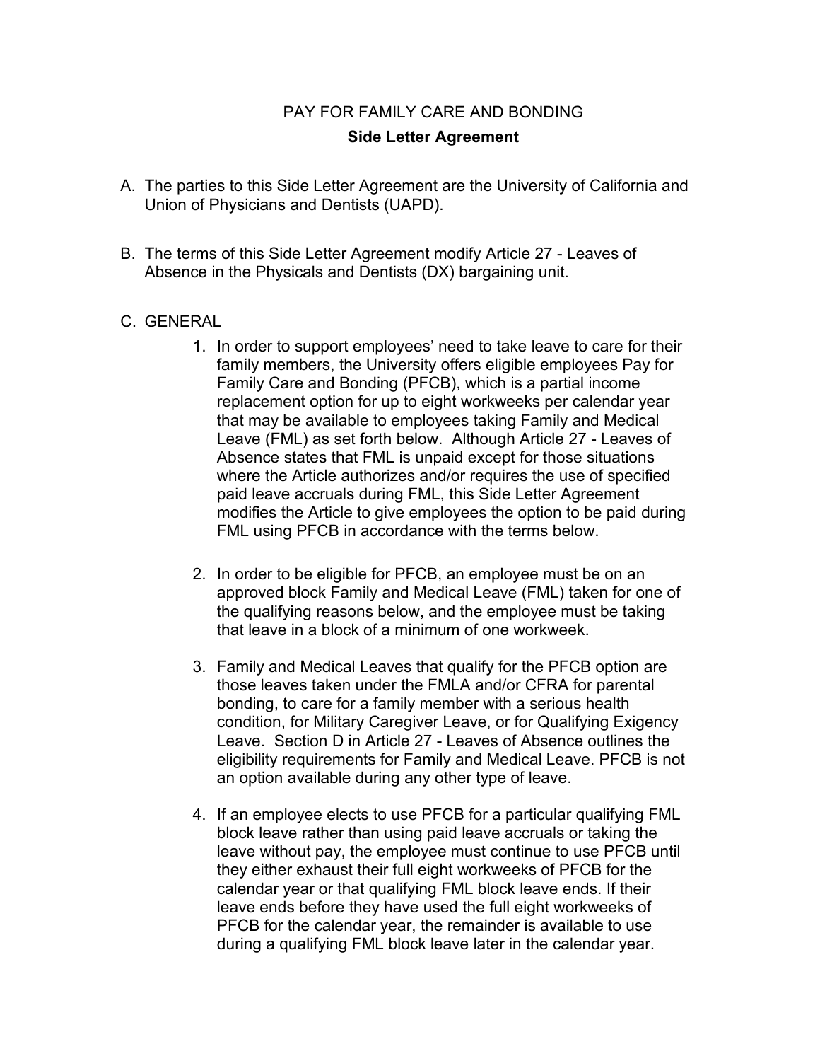# PAY FOR FAMILY CARE AND BONDING

## Side Letter Agreement

A. The parties to this Side Letter Agreement are the University of California and Union of Physicians and Dentists (UAPD).

B. The terms of this Side Letter Agreement modify Article 27 - Leaves of Absence in the Physicals and Dentists (DX) bargaining unit.

C. GENERAL

1. In order to support employees' need to take leave to care for their family members, the University offers eligible employees Pay for Family Care and Bonding (PFCB), which is a partial income replacement option for up to eight workweeks per calendar year that may be available to employees taking Family and Medical Leave (FML) as set forth below. Although Article 27 - Leaves of Absence states that FML is unpaid except for those situations where the Article authorizes and/or requires the use of specified paid leave accruals during FML, this Side Letter Agreement modifies the Article to give employees the option to be paid during FML using PFCB in accordance with the terms below.

2. In order to be eligible for PFCB, an employee must be on an approved block Family and Medical Leave (FML) taken for one of the qualifying reasons below, and the employee must be taking that leave in a block of a minimum of one workweek.

3. Family and Medical Leaves that qualify for the PFCB option are those leaves taken under the FMLA and/or CFRA for parental bonding, to care for a family member with a serious health condition, for Military Caregiver Leave, or for Qualifying Exigency Leave. Section D in Article 27 - Leaves of Absence outlines the eligibility requirements for Family and Medical Leave. PFCB is not an option available during any other type of leave.

4. If an employee elects to use PFCB for a particular qualifying FML block leave rather than using paid leave accruals or taking the leave without pay, the employee must continue to use PFCB until they either exhaust their full eight workweeks of PFCB for the calendar year or that qualifying FML block leave ends. If their leave ends before they have used the full eight workweeks of PFCB for the calendar year, the remainder is available to use during a qualifying FML block leave later in the calendar year.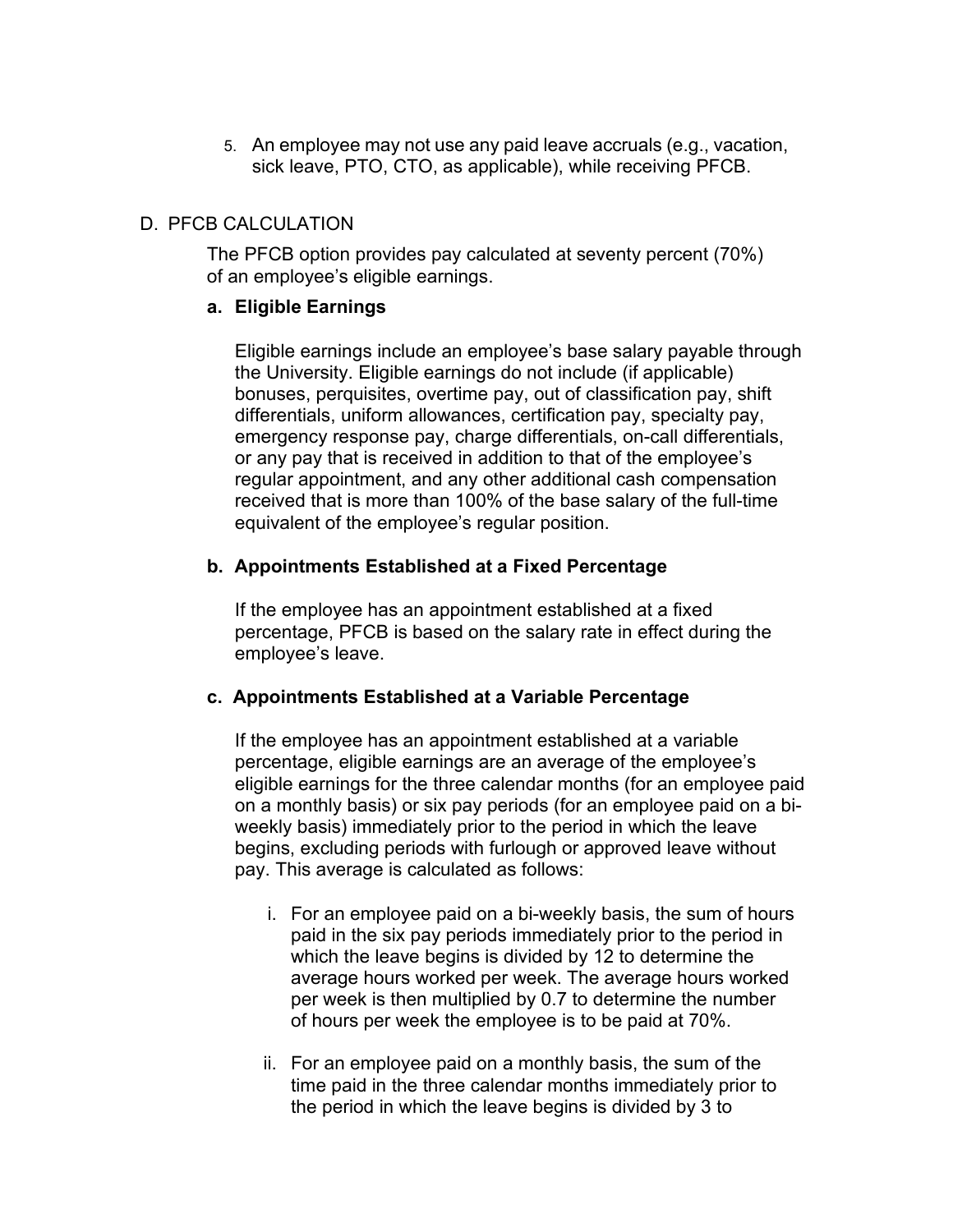5. An employee may not use any paid leave accruals (e.g., vacation, sick leave, PTO, CTO, as applicable), while receiving PFCB.

## D. PFCB CALCULATION

The PFCB option provides pay calculated at seventy percent (70%) of an employee's eligible earnings.

### a. Eligible Earnings

Eligible earnings include an employee's base salary payable through the University. Eligible earnings do not include (if applicable) bonuses, perquisites, overtime pay, out of classification pay, shift differentials, uniform allowances, certification pay, specialty pay, emergency response pay, charge differentials, on-call differentials, or any pay that is received in addition to that of the employee's regular appointment, and any other additional cash compensation received that is more than 100% of the base salary of the full-time equivalent of the employee's regular position.

### b. Appointments Established at a Fixed Percentage

If the employee has an appointment established at a fixed percentage, PFCB is based on the salary rate in effect during the employee's leave.

### c. Appointments Established at a Variable Percentage

If the employee has an appointment established at a variable percentage, eligible earnings are an average of the employee's eligible earnings for the three calendar months (for an employee paid on a monthly basis) or six pay periods (for an employee paid on a bi-weekly basis) immediately prior to the period in which the leave begins, excluding periods with furlough or approved leave without pay. This average is calculated as follows:

i. For an employee paid on a bi-weekly basis, the sum of hours paid in the six pay periods immediately prior to the period in which the leave begins is divided by 12 to determine the average hours worked per week. The average hours worked per week is then multiplied by 0.7 to determine the number of hours per week the employee is to be paid at 70%.

ii. For an employee paid on a monthly basis, the sum of the time paid in the three calendar months immediately prior to the period in which the leave begins is divided by 3 to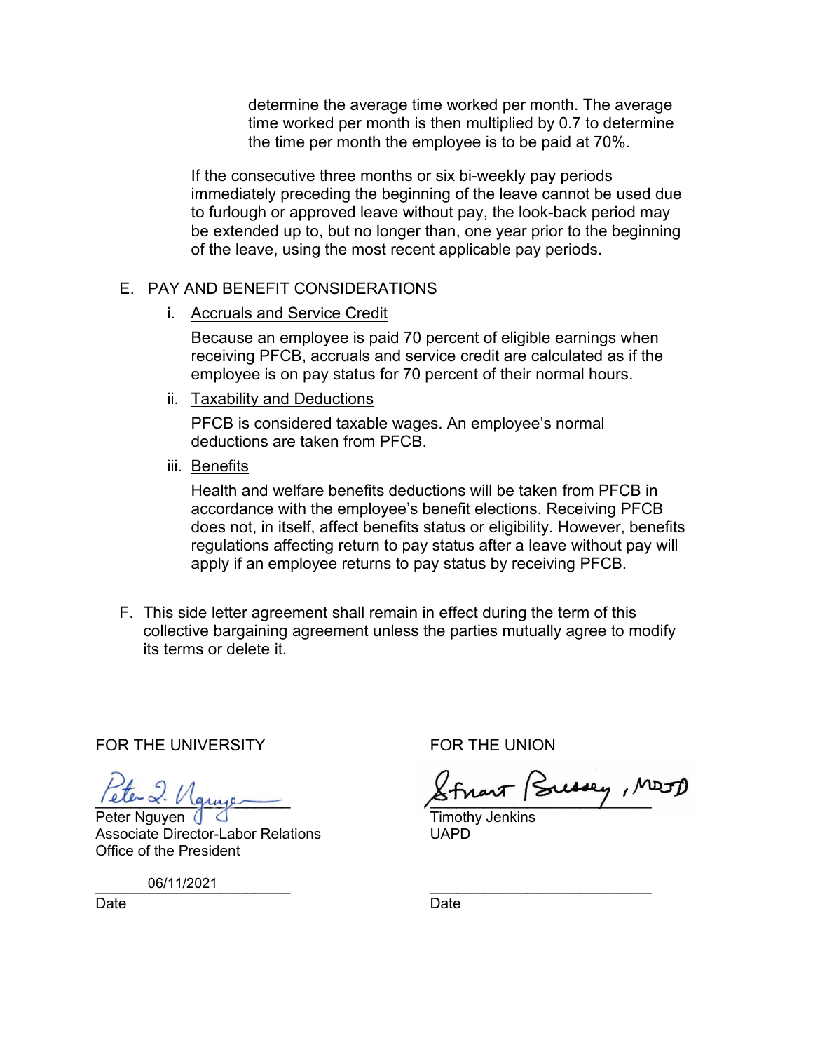determine the average time worked per month. The average time worked per month is then multiplied by 0.7 to determine the time per month the employee is to be paid at 70%.

If the consecutive three months or six bi-weekly pay periods immediately preceding the beginning of the leave cannot be used due to furlough or approved leave without pay, the look-back period may be extended up to, but no longer than, one year prior to the beginning of the leave, using the most recent applicable pay periods.

E. PAY AND BENEFIT CONSIDERATIONS

   i. Accruals and Service Credit

   Because an employee is paid 70 percent of eligible earnings when receiving PFCB, accruals and service credit are calculated as if the employee is on pay status for 70 percent of their normal hours.

   ii. Taxability and Deductions

   PFCB is considered taxable wages. An employee's normal deductions are taken from PFCB.

   iii. Benefits

   Health and welfare benefits deductions will be taken from PFCB in accordance with the employee's benefit elections. Receiving PFCB does not, in itself, affect benefits status or eligibility. However, benefits regulations affecting return to pay status after a leave without pay will apply if an employee returns to pay status by receiving PFCB.

F. This side letter agreement shall remain in effect during the term of this collective bargaining agreement unless the parties mutually agree to modify its terms or delete it.

FOR THE UNIVERSITY

Peter Nguyen
Associate Director-Labor Relations
Office of the President

06/11/2021
Date

FOR THE UNION

Timothy Jenkins
UAPD

Date